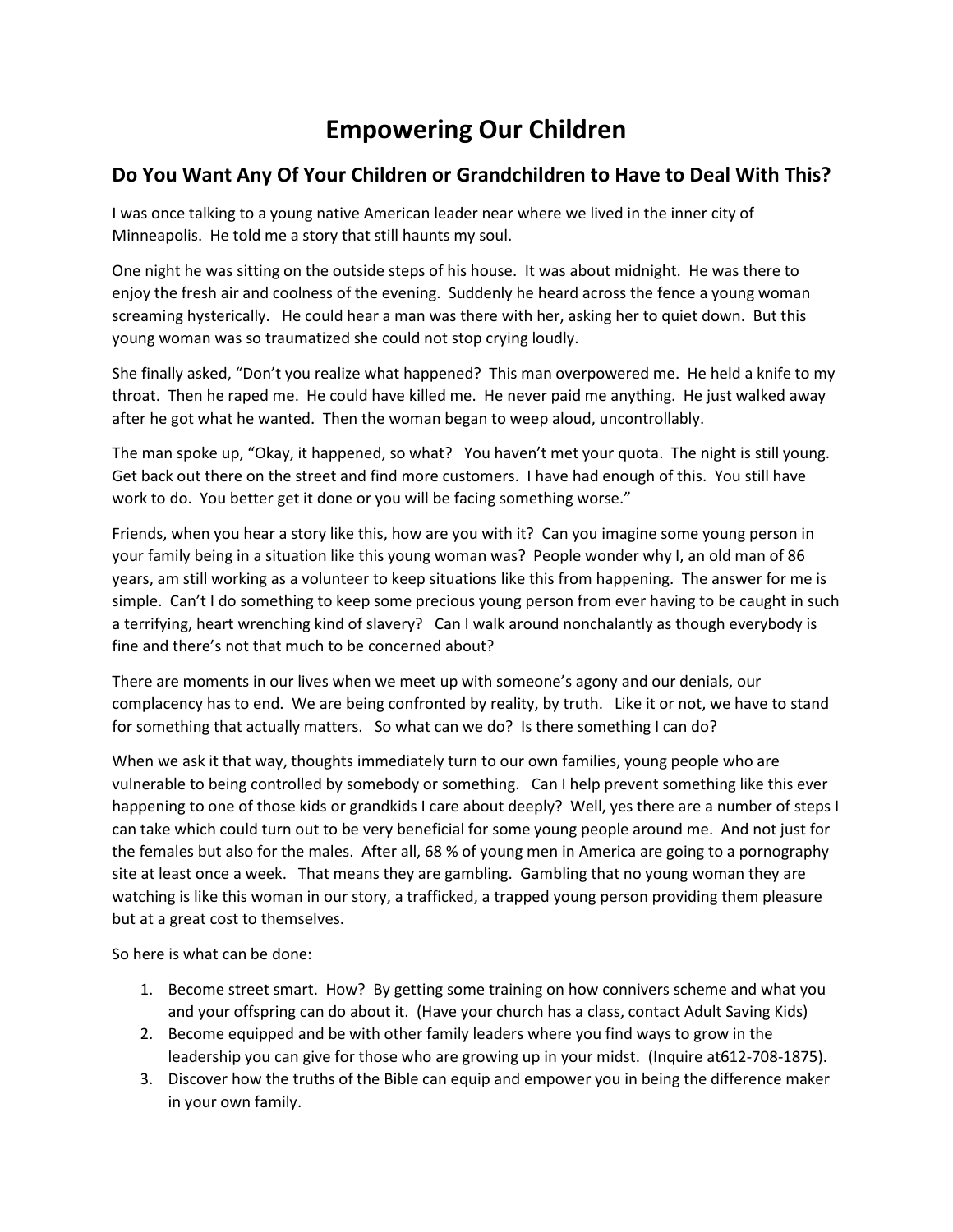# Empowering Our Children

## Do You Want Any Of Your Children or Grandchildren to Have to Deal With This?

I was once talking to a young native American leader near where we lived in the inner city of Minneapolis. He told me a story that still haunts my soul.

One night he was sitting on the outside steps of his house. It was about midnight. He was there to enjoy the fresh air and coolness of the evening. Suddenly he heard across the fence a young woman screaming hysterically. He could hear a man was there with her, asking her to quiet down. But this young woman was so traumatized she could not stop crying loudly.

She finally asked, "Don't you realize what happened? This man overpowered me. He held a knife to my throat. Then he raped me. He could have killed me. He never paid me anything. He just walked away after he got what he wanted. Then the woman began to weep aloud, uncontrollably.

The man spoke up, "Okay, it happened, so what? You haven't met your quota. The night is still young. Get back out there on the street and find more customers. I have had enough of this. You still have work to do. You better get it done or you will be facing something worse."

Friends, when you hear a story like this, how are you with it? Can you imagine some young person in your family being in a situation like this young woman was? People wonder why I, an old man of 86 years, am still working as a volunteer to keep situations like this from happening. The answer for me is simple. Can't I do something to keep some precious young person from ever having to be caught in such a terrifying, heart wrenching kind of slavery? Can I walk around nonchalantly as though everybody is fine and there's not that much to be concerned about?

There are moments in our lives when we meet up with someone's agony and our denials, our complacency has to end. We are being confronted by reality, by truth. Like it or not, we have to stand for something that actually matters. So what can we do? Is there something I can do?

When we ask it that way, thoughts immediately turn to our own families, young people who are vulnerable to being controlled by somebody or something. Can I help prevent something like this ever happening to one of those kids or grandkids I care about deeply? Well, yes there are a number of steps I can take which could turn out to be very beneficial for some young people around me. And not just for the females but also for the males. After all, 68 % of young men in America are going to a pornography site at least once a week. That means they are gambling. Gambling that no young woman they are watching is like this woman in our story, a trafficked, a trapped young person providing them pleasure but at a great cost to themselves.

So here is what can be done:

1. Become street smart. How? By getting some training on how connivers scheme and what you and your offspring can do about it. (Have your church has a class, contact Adult Saving Kids)
2. Become equipped and be with other family leaders where you find ways to grow in the leadership you can give for those who are growing up in your midst. (Inquire at612-708-1875).
3. Discover how the truths of the Bible can equip and empower you in being the difference maker in your own family.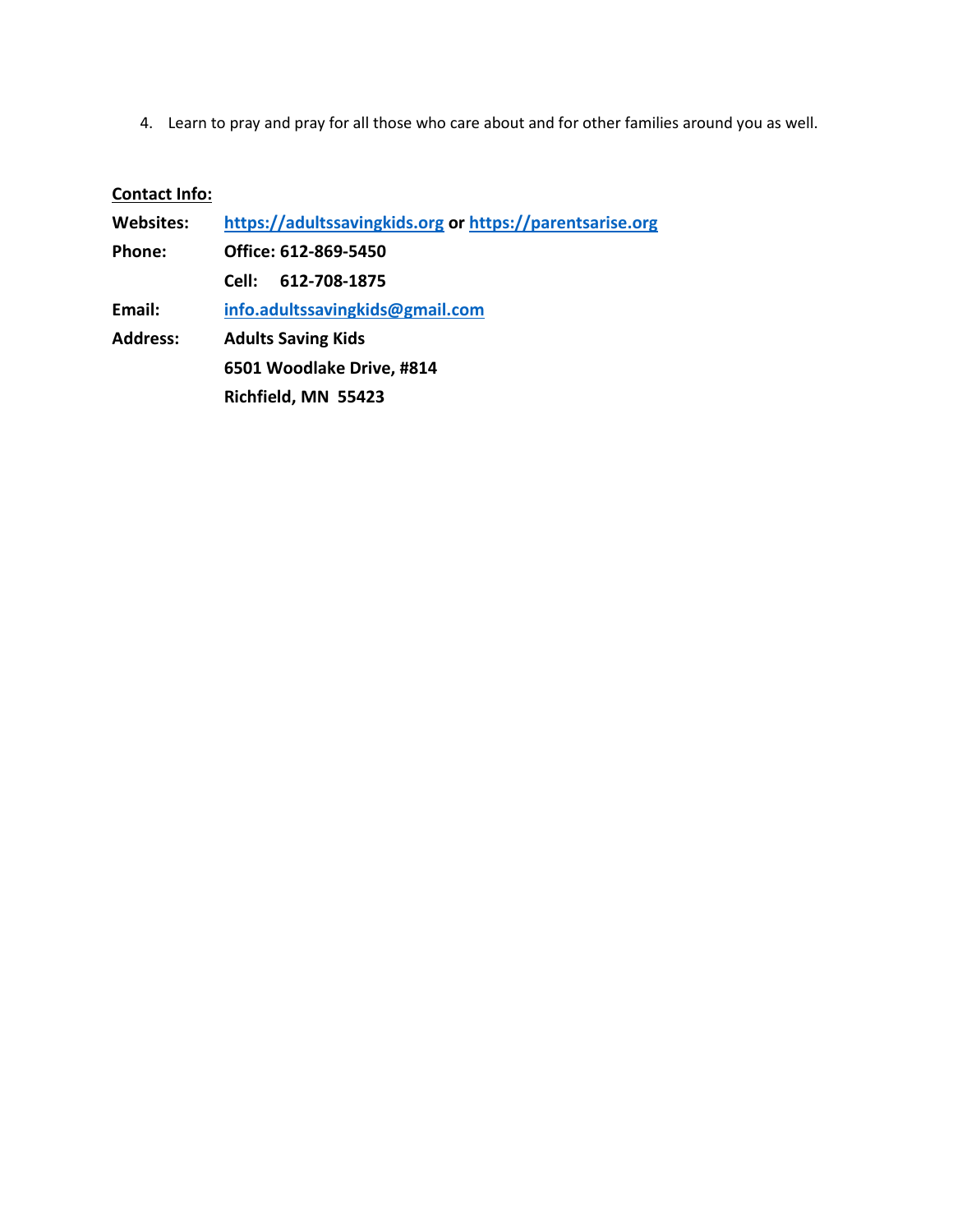4. Learn to pray and pray for all those who care about and for other families around you as well.

**Contact Info:**

| | |
|---|---|
| **Websites:** | **https://adultssavingkids.org or https://parentsarise.org** |
| **Phone:** | **Office: 612-869-5450** |
| | **Cell: 612-708-1875** |
| **Email:** | **info.adultssavingkids@gmail.com** |
| **Address:** | **Adults Saving Kids** |
| | **6501 Woodlake Drive, #814** |
| | **Richfield, MN 55423** |